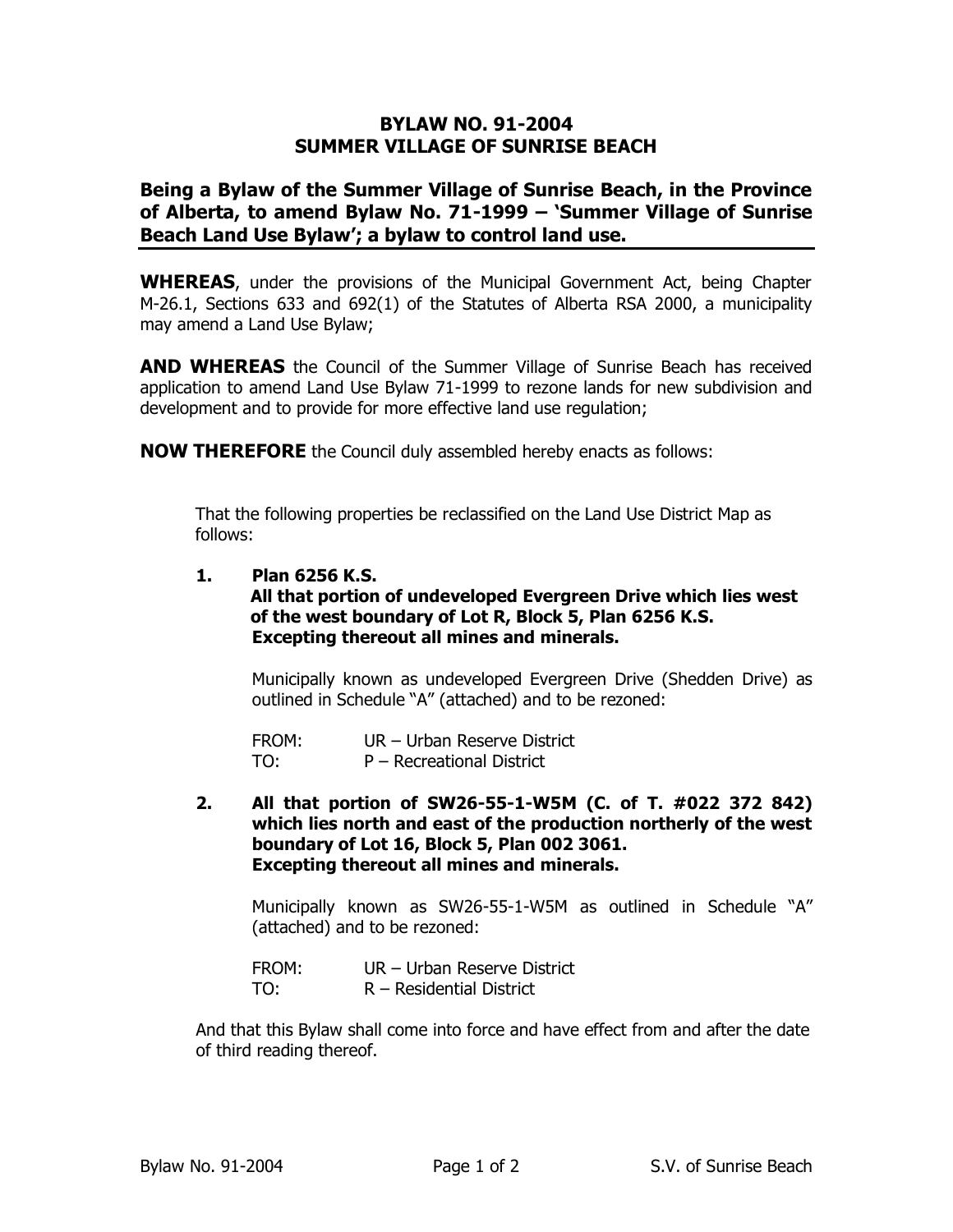# BYLAW NO. 91-2004
# SUMMER VILLAGE OF SUNRISE BEACH

## Being a Bylaw of the Summer Village of Sunrise Beach, in the Province of Alberta, to amend Bylaw No. 71-1999 – 'Summer Village of Sunrise Beach Land Use Bylaw'; a bylaw to control land use.

**WHEREAS**, under the provisions of the Municipal Government Act, being Chapter M-26.1, Sections 633 and 692(1) of the Statutes of Alberta RSA 2000, a municipality may amend a Land Use Bylaw;

**AND WHEREAS** the Council of the Summer Village of Sunrise Beach has received application to amend Land Use Bylaw 71-1999 to rezone lands for new subdivision and development and to provide for more effective land use regulation;

**NOW THEREFORE** the Council duly assembled hereby enacts as follows:

That the following properties be reclassified on the Land Use District Map as follows:

1. **Plan 6256 K.S.**
   **All that portion of undeveloped Evergreen Drive which lies west of the west boundary of Lot R, Block 5, Plan 6256 K.S.**
   **Excepting thereout all mines and minerals.**

   Municipally known as undeveloped Evergreen Drive (Shedden Drive) as outlined in Schedule "A" (attached) and to be rezoned:

   FROM: UR – Urban Reserve District
   TO: P – Recreational District

2. **All that portion of SW26-55-1-W5M (C. of T. #022 372 842) which lies north and east of the production northerly of the west boundary of Lot 16, Block 5, Plan 002 3061.**
   **Excepting thereout all mines and minerals.**

   Municipally known as SW26-55-1-W5M as outlined in Schedule "A" (attached) and to be rezoned:

   FROM: UR – Urban Reserve District
   TO: R – Residential District

And that this Bylaw shall come into force and have effect from and after the date of third reading thereof.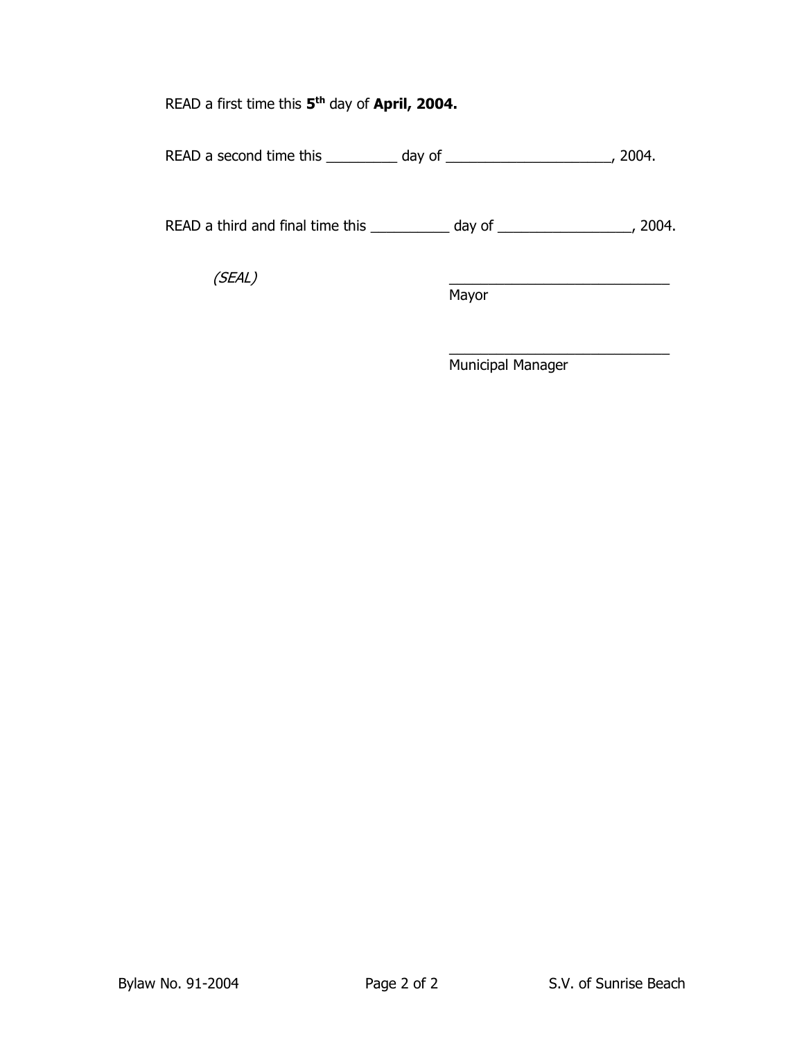READ a first time this **5th** day of **April, 2004.**

READ a second time this _________ day of _____________________, 2004.

READ a third and final time this __________ day of _________________, 2004.

*(SEAL)*

____________________________
Mayor

____________________________
Municipal Manager